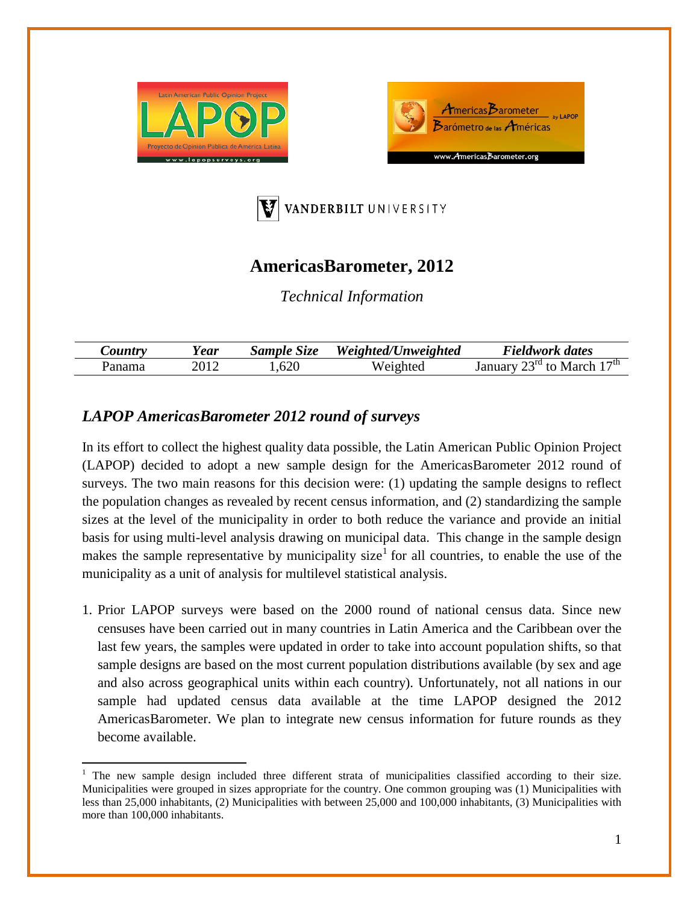# AmericasBarometer, 2012

*Technical Information*

| *Country* | *Year* | *Sample Size* | *Weighted/Unweighted* | *Fieldwork dates* |
|---|---|---|---|---|
| Panama | 2012 | 1,620 | Weighted | January 23rd to March 17th |

## *LAPOP AmericasBarometer 2012 round of surveys*

In its effort to collect the highest quality data possible, the Latin American Public Opinion Project (LAPOP) decided to adopt a new sample design for the AmericasBarometer 2012 round of surveys. The two main reasons for this decision were: (1) updating the sample designs to reflect the population changes as revealed by recent census information, and (2) standardizing the sample sizes at the level of the municipality in order to both reduce the variance and provide an initial basis for using multi-level analysis drawing on municipal data. This change in the sample design makes the sample representative by municipality size[1] for all countries, to enable the use of the municipality as a unit of analysis for multilevel statistical analysis.

1. Prior LAPOP surveys were based on the 2000 round of national census data. Since new censuses have been carried out in many countries in Latin America and the Caribbean over the last few years, the samples were updated in order to take into account population shifts, so that sample designs are based on the most current population distributions available (by sex and age and also across geographical units within each country). Unfortunately, not all nations in our sample had updated census data available at the time LAPOP designed the 2012 AmericasBarometer. We plan to integrate new census information for future rounds as they become available.

[1] The new sample design included three different strata of municipalities classified according to their size. Municipalities were grouped in sizes appropriate for the country. One common grouping was (1) Municipalities with less than 25,000 inhabitants, (2) Municipalities with between 25,000 and 100,000 inhabitants, (3) Municipalities with more than 100,000 inhabitants.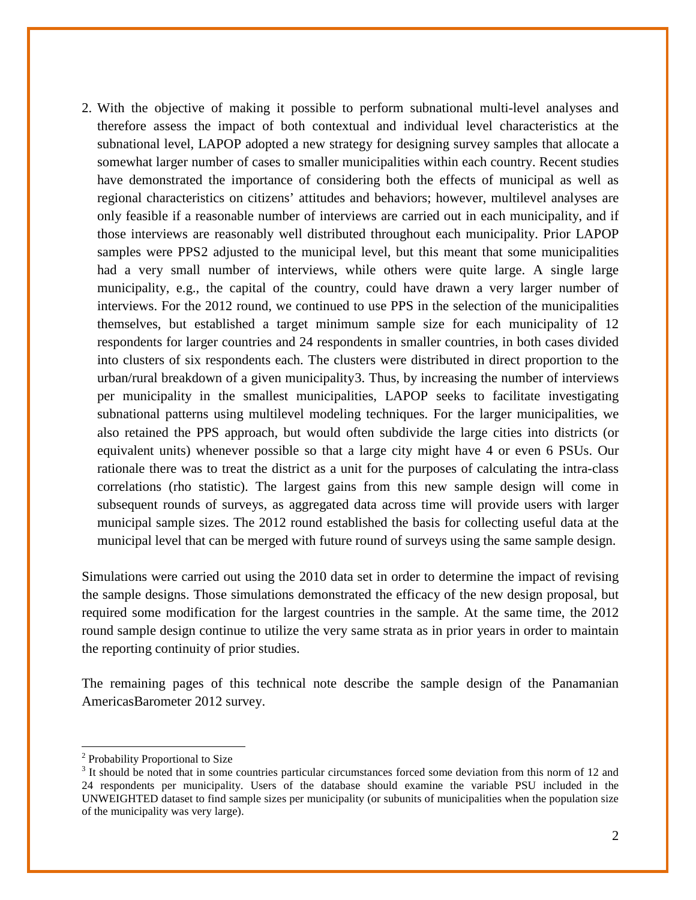2. With the objective of making it possible to perform subnational multi-level analyses and therefore assess the impact of both contextual and individual level characteristics at the subnational level, LAPOP adopted a new strategy for designing survey samples that allocate a somewhat larger number of cases to smaller municipalities within each country. Recent studies have demonstrated the importance of considering both the effects of municipal as well as regional characteristics on citizens' attitudes and behaviors; however, multilevel analyses are only feasible if a reasonable number of interviews are carried out in each municipality, and if those interviews are reasonably well distributed throughout each municipality. Prior LAPOP samples were PPS[2] adjusted to the municipal level, but this meant that some municipalities had a very small number of interviews, while others were quite large. A single large municipality, e.g., the capital of the country, could have drawn a very larger number of interviews. For the 2012 round, we continued to use PPS in the selection of the municipalities themselves, but established a target minimum sample size for each municipality of 12 respondents for larger countries and 24 respondents in smaller countries, in both cases divided into clusters of six respondents each. The clusters were distributed in direct proportion to the urban/rural breakdown of a given municipality[3]. Thus, by increasing the number of interviews per municipality in the smallest municipalities, LAPOP seeks to facilitate investigating subnational patterns using multilevel modeling techniques. For the larger municipalities, we also retained the PPS approach, but would often subdivide the large cities into districts (or equivalent units) whenever possible so that a large city might have 4 or even 6 PSUs. Our rationale there was to treat the district as a unit for the purposes of calculating the intra-class correlations (rho statistic). The largest gains from this new sample design will come in subsequent rounds of surveys, as aggregated data across time will provide users with larger municipal sample sizes. The 2012 round established the basis for collecting useful data at the municipal level that can be merged with future round of surveys using the same sample design.

Simulations were carried out using the 2010 data set in order to determine the impact of revising the sample designs. Those simulations demonstrated the efficacy of the new design proposal, but required some modification for the largest countries in the sample. At the same time, the 2012 round sample design continue to utilize the very same strata as in prior years in order to maintain the reporting continuity of prior studies.

The remaining pages of this technical note describe the sample design of the Panamanian AmericasBarometer 2012 survey.

---

[2] Probability Proportional to Size

[3] It should be noted that in some countries particular circumstances forced some deviation from this norm of 12 and 24 respondents per municipality. Users of the database should examine the variable PSU included in the UNWEIGHTED dataset to find sample sizes per municipality (or subunits of municipalities when the population size of the municipality was very large).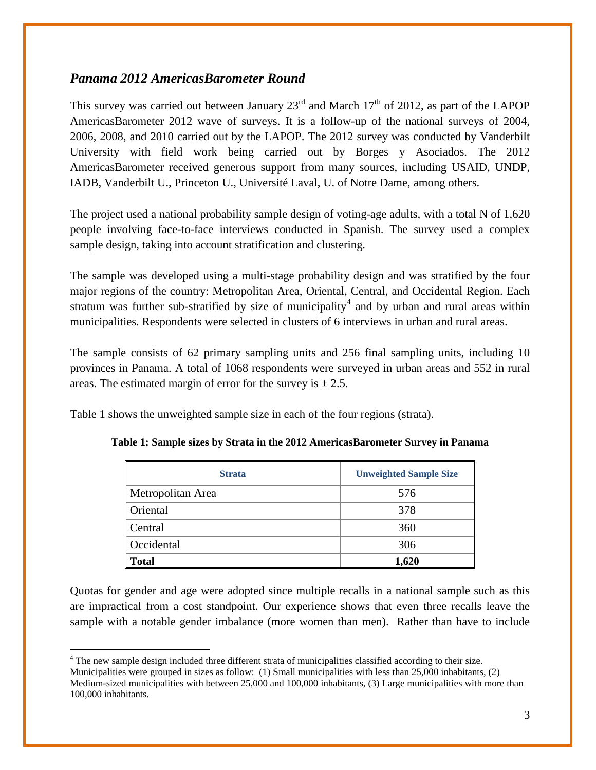## *Panama 2012 AmericasBarometer Round*

This survey was carried out between January 23rd and March 17th of 2012, as part of the LAPOP AmericasBarometer 2012 wave of surveys. It is a follow-up of the national surveys of 2004, 2006, 2008, and 2010 carried out by the LAPOP. The 2012 survey was conducted by Vanderbilt University with field work being carried out by Borges y Asociados. The 2012 AmericasBarometer received generous support from many sources, including USAID, UNDP, IADB, Vanderbilt U., Princeton U., Université Laval, U. of Notre Dame, among others.

The project used a national probability sample design of voting-age adults, with a total N of 1,620 people involving face-to-face interviews conducted in Spanish. The survey used a complex sample design, taking into account stratification and clustering.

The sample was developed using a multi-stage probability design and was stratified by the four major regions of the country: Metropolitan Area, Oriental, Central, and Occidental Region. Each stratum was further sub-stratified by size of municipality[4] and by urban and rural areas within municipalities. Respondents were selected in clusters of 6 interviews in urban and rural areas.

The sample consists of 62 primary sampling units and 256 final sampling units, including 10 provinces in Panama. A total of 1068 respondents were surveyed in urban areas and 552 in rural areas. The estimated margin of error for the survey is ± 2.5.

Table 1 shows the unweighted sample size in each of the four regions (strata).

**Table 1: Sample sizes by Strata in the 2012 AmericasBarometer Survey in Panama**

| Strata | Unweighted Sample Size |
|---|---|
| Metropolitan Area | 576 |
| Oriental | 378 |
| Central | 360 |
| Occidental | 306 |
| **Total** | **1,620** |

Quotas for gender and age were adopted since multiple recalls in a national sample such as this are impractical from a cost standpoint. Our experience shows that even three recalls leave the sample with a notable gender imbalance (more women than men). Rather than have to include

[4] The new sample design included three different strata of municipalities classified according to their size. Municipalities were grouped in sizes as follow: (1) Small municipalities with less than 25,000 inhabitants, (2) Medium-sized municipalities with between 25,000 and 100,000 inhabitants, (3) Large municipalities with more than 100,000 inhabitants.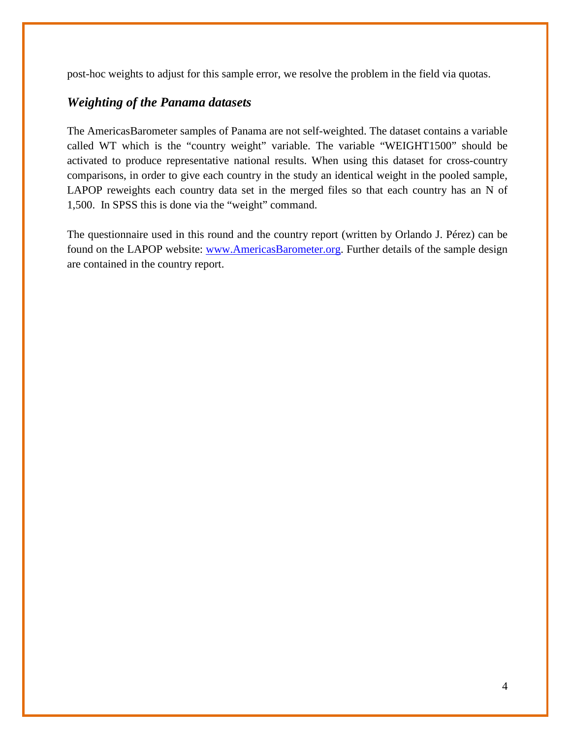post-hoc weights to adjust for this sample error, we resolve the problem in the field via quotas.

### *Weighting of the Panama datasets*

The AmericasBarometer samples of Panama are not self-weighted. The dataset contains a variable called WT which is the "country weight" variable. The variable "WEIGHT1500" should be activated to produce representative national results. When using this dataset for cross-country comparisons, in order to give each country in the study an identical weight in the pooled sample, LAPOP reweights each country data set in the merged files so that each country has an N of 1,500. In SPSS this is done via the "weight" command.

The questionnaire used in this round and the country report (written by Orlando J. Pérez) can be found on the LAPOP website: [www.AmericasBarometer.org](http://www.AmericasBarometer.org). Further details of the sample design are contained in the country report.